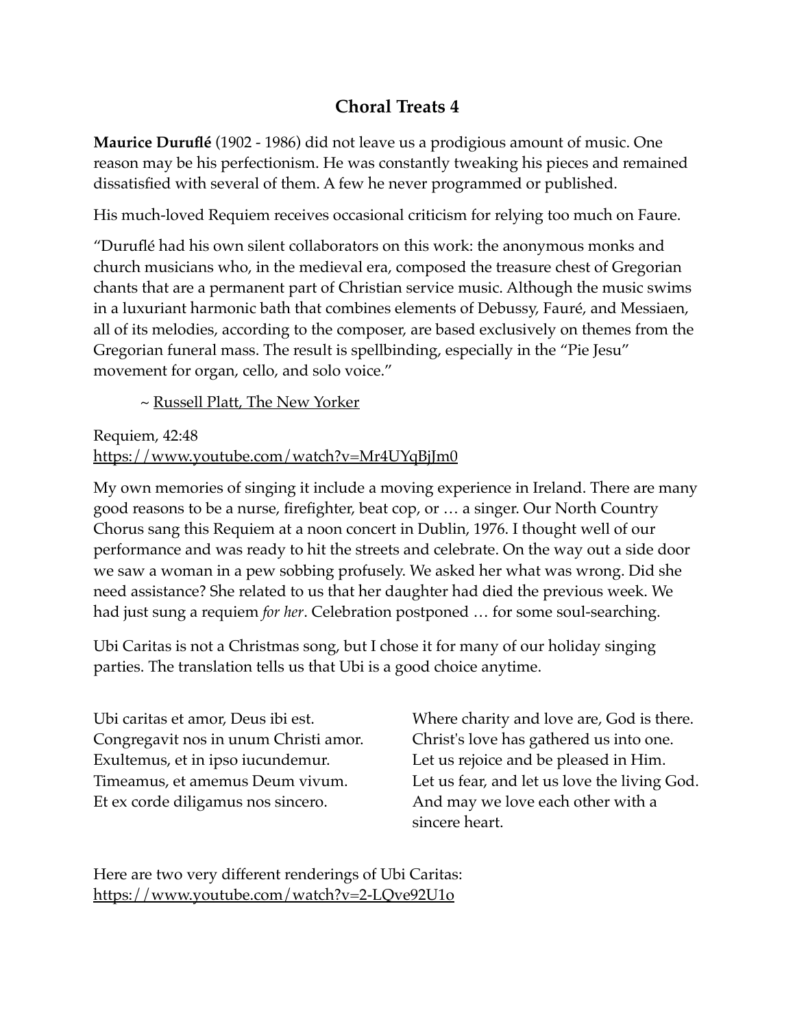# Choral Treats 4

**Maurice Duruflé** (1902 - 1986) did not leave us a prodigious amount of music. One reason may be his perfectionism. He was constantly tweaking his pieces and remained dissatisfied with several of them. A few he never programmed or published.

His much-loved Requiem receives occasional criticism for relying too much on Faure.

"Duruflé had his own silent collaborators on this work: the anonymous monks and church musicians who, in the medieval era, composed the treasure chest of Gregorian chants that are a permanent part of Christian service music. Although the music swims in a luxuriant harmonic bath that combines elements of Debussy, Fauré, and Messiaen, all of its melodies, according to the composer, are based exclusively on themes from the Gregorian funeral mass. The result is spellbinding, especially in the "Pie Jesu" movement for organ, cello, and solo voice."

> ~ Russell Platt, The New Yorker

Requiem, 42:48
https://www.youtube.com/watch?v=Mr4UYqBjJm0

My own memories of singing it include a moving experience in Ireland. There are many good reasons to be a nurse, firefighter, beat cop, or … a singer. Our North Country Chorus sang this Requiem at a noon concert in Dublin, 1976. I thought well of our performance and was ready to hit the streets and celebrate. On the way out a side door we saw a woman in a pew sobbing profusely. We asked her what was wrong. Did she need assistance? She related to us that her daughter had died the previous week. We had just sung a requiem *for her*. Celebration postponed … for some soul-searching.

Ubi Caritas is not a Christmas song, but I chose it for many of our holiday singing parties. The translation tells us that Ubi is a good choice anytime.

| | |
|---|---|
| Ubi caritas et amor, Deus ibi est. | Where charity and love are, God is there. |
| Congregavit nos in unum Christi amor. | Christ's love has gathered us into one. |
| Exultemus, et in ipso iucundemur. | Let us rejoice and be pleased in Him. |
| Timeamus, et amemus Deum vivum. | Let us fear, and let us love the living God. |
| Et ex corde diligamus nos sincero. | And may we love each other with a sincere heart. |

Here are two very different renderings of Ubi Caritas:
https://www.youtube.com/watch?v=2-LQve92U1o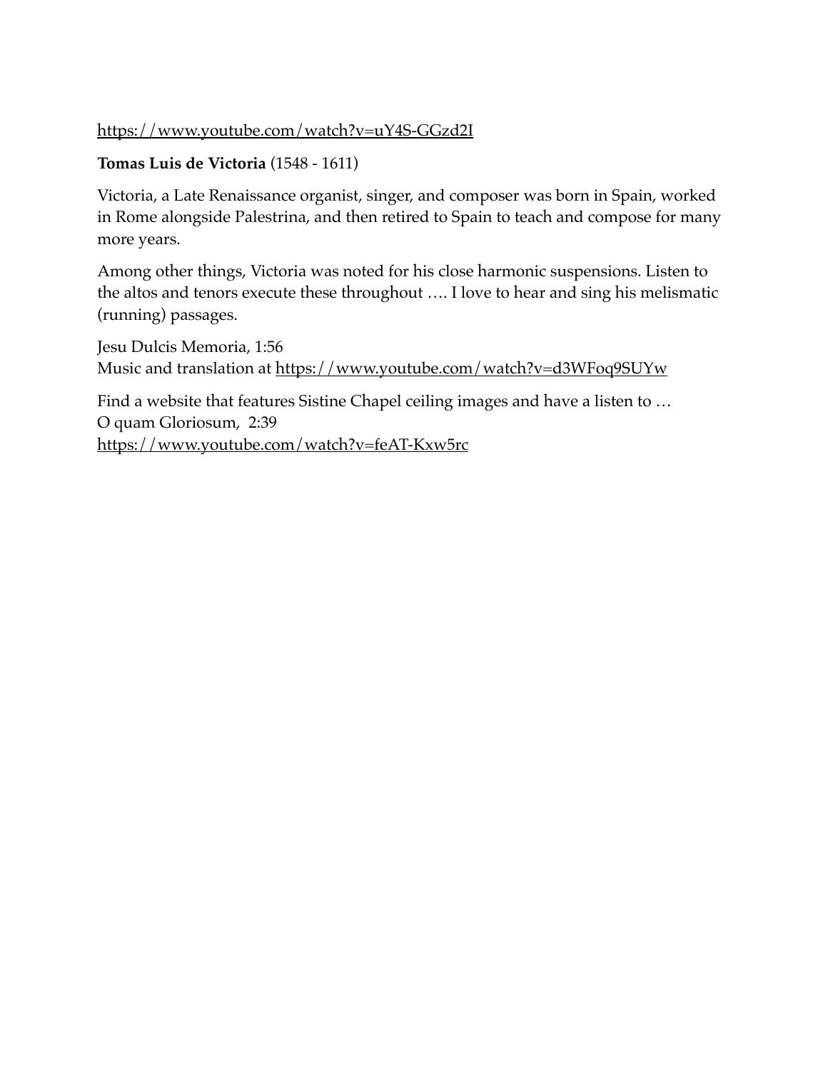https://www.youtube.com/watch?v=uY4S-GGzd2I

**Tomas Luis de Victoria** (1548 - 1611)

Victoria, a Late Renaissance organist, singer, and composer was born in Spain, worked in Rome alongside Palestrina, and then retired to Spain to teach and compose for many more years.

Among other things, Victoria was noted for his close harmonic suspensions. Listen to the altos and tenors execute these throughout …. I love to hear and sing his melismatic (running) passages.

Jesu Dulcis Memoria, 1:56
Music and translation at https://www.youtube.com/watch?v=d3WFoq9SUYw

Find a website that features Sistine Chapel ceiling images and have a listen to …
O quam Gloriosum, 2:39
https://www.youtube.com/watch?v=feAT-Kxw5rc